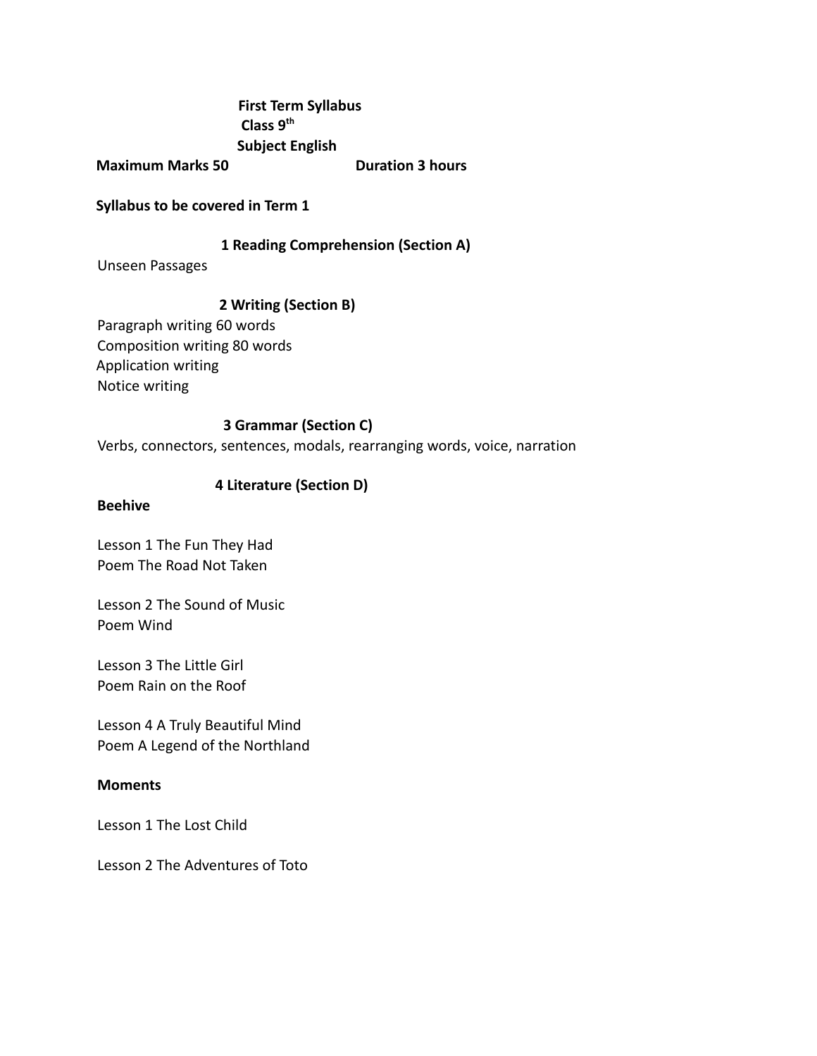# First Term Syllabus
## Class 9th
## Subject English

**Maximum Marks 50** **Duration 3 hours**

**Syllabus to be covered in Term 1**

### 1 Reading Comprehension (Section A)

Unseen Passages

### 2 Writing (Section B)

Paragraph writing 60 words
Composition writing 80 words
Application writing
Notice writing

### 3 Grammar (Section C)

Verbs, connectors, sentences, modals, rearranging words, voice, narration

### 4 Literature (Section D)

**Beehive**

Lesson 1 The Fun They Had
Poem The Road Not Taken

Lesson 2 The Sound of Music
Poem Wind

Lesson 3 The Little Girl
Poem Rain on the Roof

Lesson 4 A Truly Beautiful Mind
Poem A Legend of the Northland

**Moments**

Lesson 1 The Lost Child

Lesson 2 The Adventures of Toto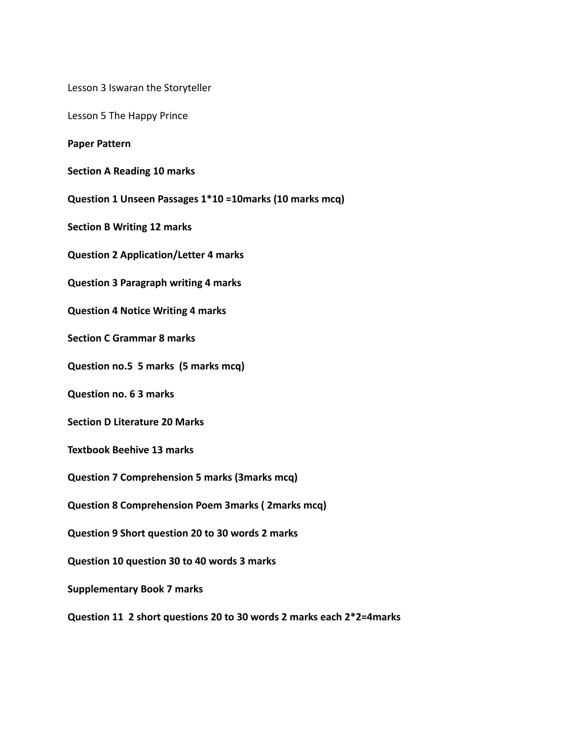Lesson 3 Iswaran the Storyteller

Lesson 5 The Happy Prince

**Paper Pattern**

**Section A Reading 10 marks**

**Question 1 Unseen Passages 1*10 =10marks (10 marks mcq)**

**Section B Writing 12 marks**

**Question 2 Application/Letter 4 marks**

**Question 3 Paragraph writing 4 marks**

**Question 4 Notice Writing 4 marks**

**Section C Grammar 8 marks**

**Question no.5  5 marks  (5 marks mcq)**

**Question no. 6 3 marks**

**Section D Literature 20 Marks**

**Textbook Beehive 13 marks**

**Question 7 Comprehension 5 marks (3marks mcq)**

**Question 8 Comprehension Poem 3marks ( 2marks mcq)**

**Question 9 Short question 20 to 30 words 2 marks**

**Question 10 question 30 to 40 words 3 marks**

**Supplementary Book 7 marks**

**Question 11  2 short questions 20 to 30 words 2 marks each 2*2=4marks**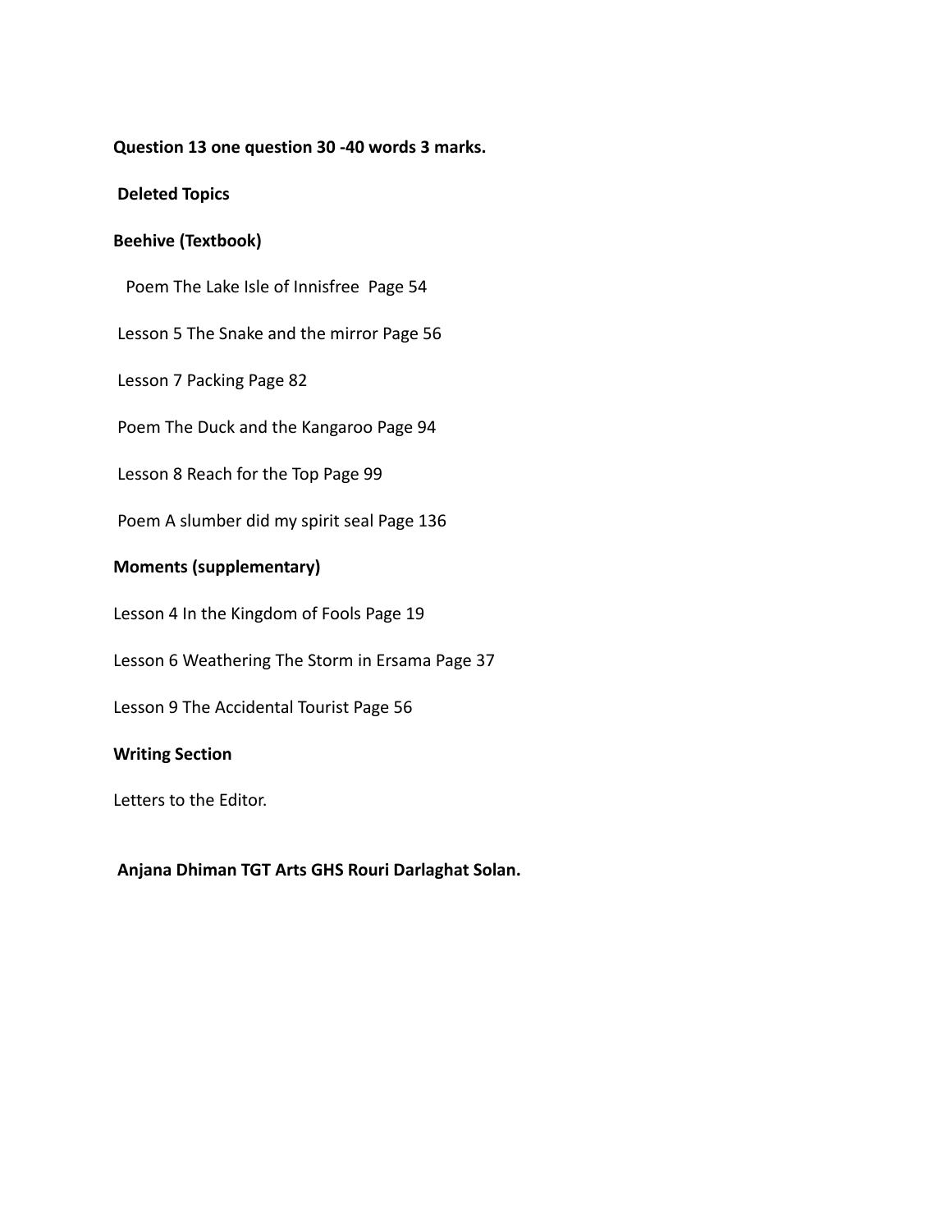**Question 13 one question 30 -40 words 3 marks.**

**Deleted Topics**

**Beehive (Textbook)**

Poem The Lake Isle of Innisfree Page 54

Lesson 5 The Snake and the mirror Page 56

Lesson 7 Packing Page 82

Poem The Duck and the Kangaroo Page 94

Lesson 8 Reach for the Top Page 99

Poem A slumber did my spirit seal Page 136

**Moments (supplementary)**

Lesson 4 In the Kingdom of Fools Page 19

Lesson 6 Weathering The Storm in Ersama Page 37

Lesson 9 The Accidental Tourist Page 56

**Writing Section**

Letters to the Editor.

**Anjana Dhiman TGT Arts GHS Rouri Darlaghat Solan.**